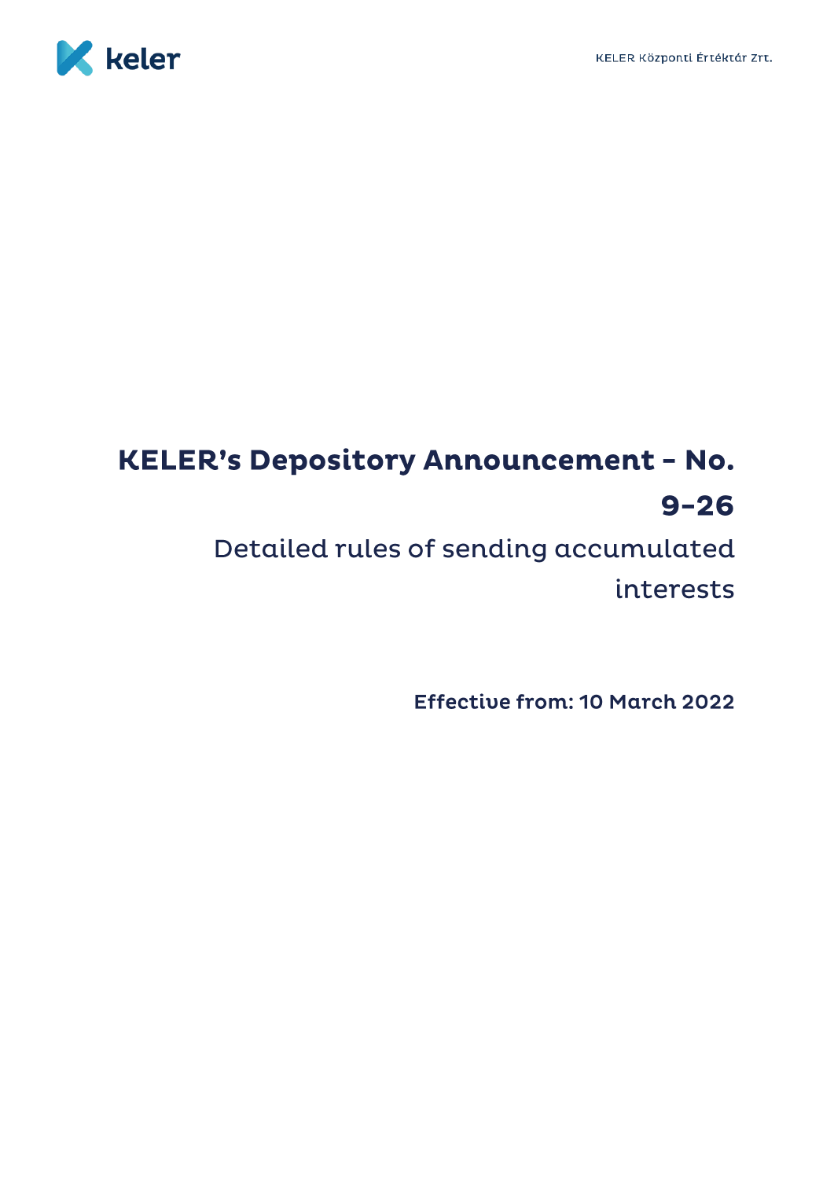# KELER's Depository Announcement – No. 9-26

## Detailed rules of sending accumulated interests

**Effective from: 10 March 2022**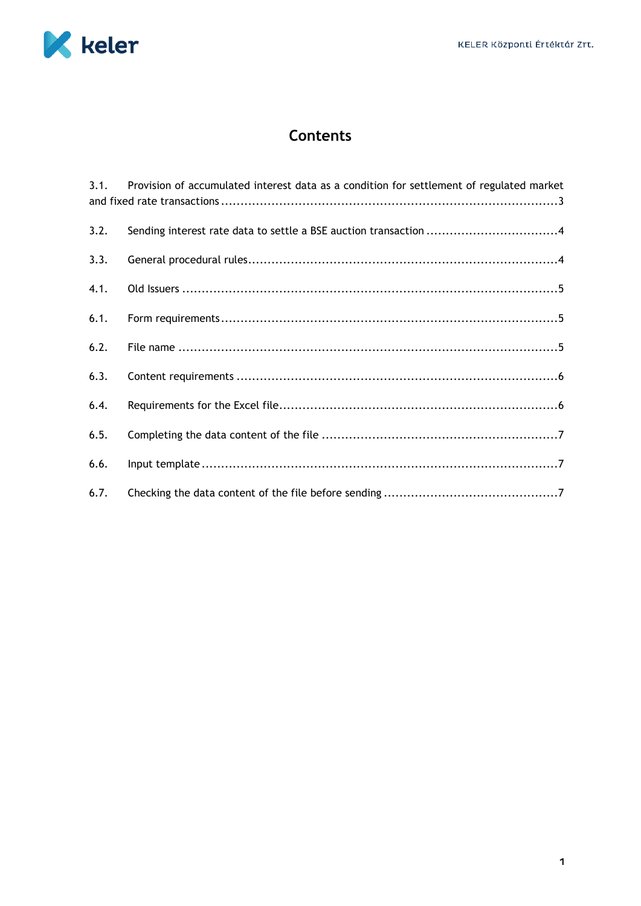# Contents

3.1. Provision of accumulated interest data as a condition for settlement of regulated market and fixed rate transactions ........ 3

3.2. Sending interest rate data to settle a BSE auction transaction ........ 4

3.3. General procedural rules ........ 4

4.1. Old Issuers ........ 5

6.1. Form requirements ........ 5

6.2. File name ........ 5

6.3. Content requirements ........ 6

6.4. Requirements for the Excel file ........ 6

6.5. Completing the data content of the file ........ 7

6.6. Input template ........ 7

6.7. Checking the data content of the file before sending ........ 7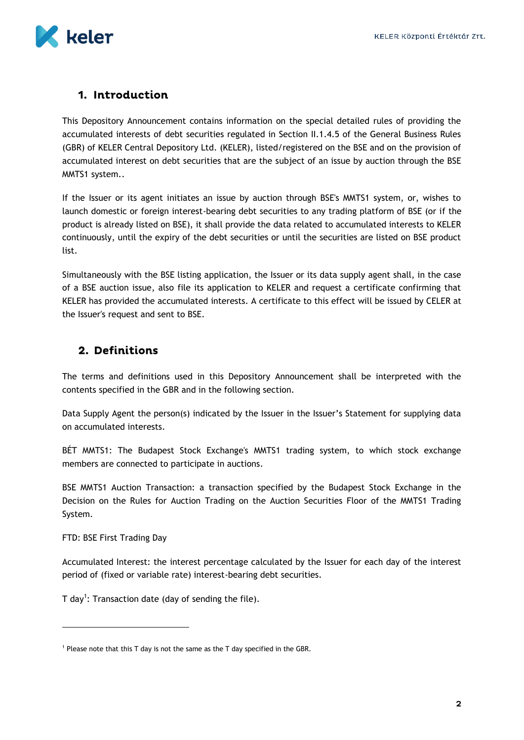## 1. Introduction

This Depository Announcement contains information on the special detailed rules of providing the accumulated interests of debt securities regulated in Section II.1.4.5 of the General Business Rules (GBR) of KELER Central Depository Ltd. (KELER), listed/registered on the BSE and on the provision of accumulated interest on debt securities that are the subject of an issue by auction through the BSE MMTS1 system..

If the Issuer or its agent initiates an issue by auction through BSE's MMTS1 system, or, wishes to launch domestic or foreign interest-bearing debt securities to any trading platform of BSE (or if the product is already listed on BSE), it shall provide the data related to accumulated interests to KELER continuously, until the expiry of the debt securities or until the securities are listed on BSE product list.

Simultaneously with the BSE listing application, the Issuer or its data supply agent shall, in the case of a BSE auction issue, also file its application to KELER and request a certificate confirming that KELER has provided the accumulated interests. A certificate to this effect will be issued by CELER at the Issuer's request and sent to BSE.

## 2. Definitions

The terms and definitions used in this Depository Announcement shall be interpreted with the contents specified in the GBR and in the following section.

Data Supply Agent the person(s) indicated by the Issuer in the Issuer's Statement for supplying data on accumulated interests.

BÉT MMTS1: The Budapest Stock Exchange's MMTS1 trading system, to which stock exchange members are connected to participate in auctions.

BSE MMTS1 Auction Transaction: a transaction specified by the Budapest Stock Exchange in the Decision on the Rules for Auction Trading on the Auction Securities Floor of the MMTS1 Trading System.

FTD: BSE First Trading Day

Accumulated Interest: the interest percentage calculated by the Issuer for each day of the interest period of (fixed or variable rate) interest-bearing debt securities.

T day[1]: Transaction date (day of sending the file).

---

[1] Please note that this T day is not the same as the T day specified in the GBR.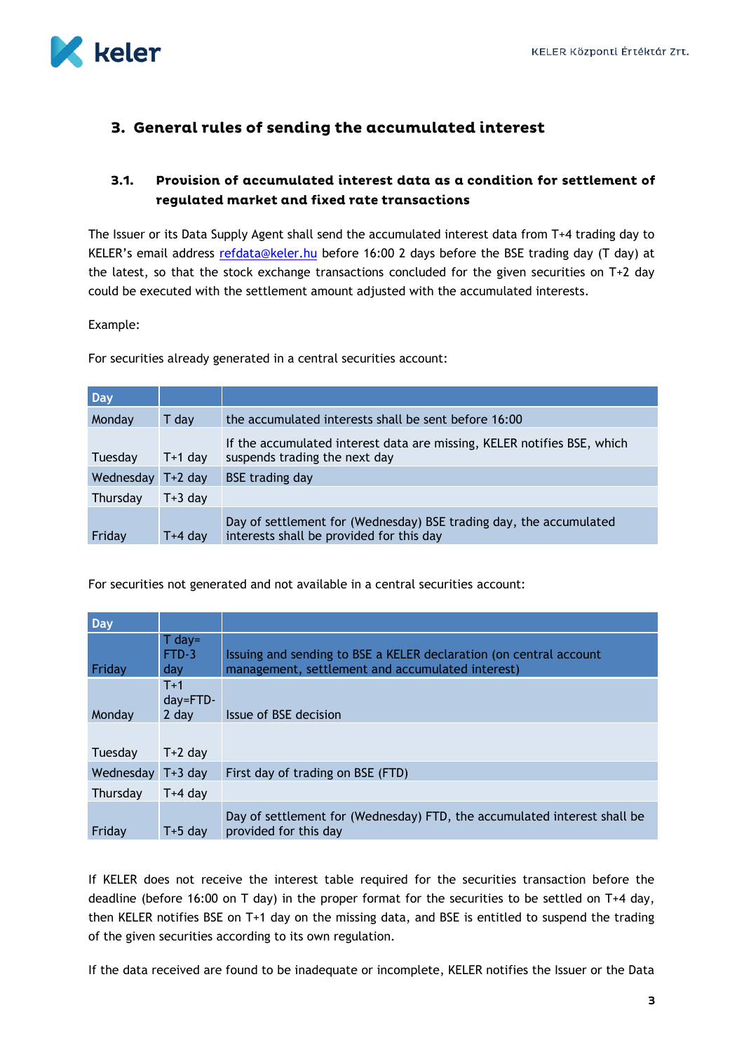## 3. General rules of sending the accumulated interest

### 3.1. Provision of accumulated interest data as a condition for settlement of regulated market and fixed rate transactions

The Issuer or its Data Supply Agent shall send the accumulated interest data from T+4 trading day to KELER's email address refdata@keler.hu before 16:00 2 days before the BSE trading day (T day) at the latest, so that the stock exchange transactions concluded for the given securities on T+2 day could be executed with the settlement amount adjusted with the accumulated interests.

Example:

For securities already generated in a central securities account:

| Day | | |
|---|---|---|
| Monday | T day | the accumulated interests shall be sent before 16:00 |
| Tuesday | T+1 day | If the accumulated interest data are missing, KELER notifies BSE, which suspends trading the next day |
| Wednesday | T+2 day | BSE trading day |
| Thursday | T+3 day | |
| Friday | T+4 day | Day of settlement for (Wednesday) BSE trading day, the accumulated interests shall be provided for this day |

For securities not generated and not available in a central securities account:

| Day | | |
|---|---|---|
| Friday | T day= FTD-3 day | Issuing and sending to BSE a KELER declaration (on central account management, settlement and accumulated interest) |
| Monday | T+1 day=FTD-2 day | Issue of BSE decision |
| Tuesday | T+2 day | |
| Wednesday | T+3 day | First day of trading on BSE (FTD) |
| Thursday | T+4 day | |
| Friday | T+5 day | Day of settlement for (Wednesday) FTD, the accumulated interest shall be provided for this day |

If KELER does not receive the interest table required for the securities transaction before the deadline (before 16:00 on T day) in the proper format for the securities to be settled on T+4 day, then KELER notifies BSE on T+1 day on the missing data, and BSE is entitled to suspend the trading of the given securities according to its own regulation.

If the data received are found to be inadequate or incomplete, KELER notifies the Issuer or the Data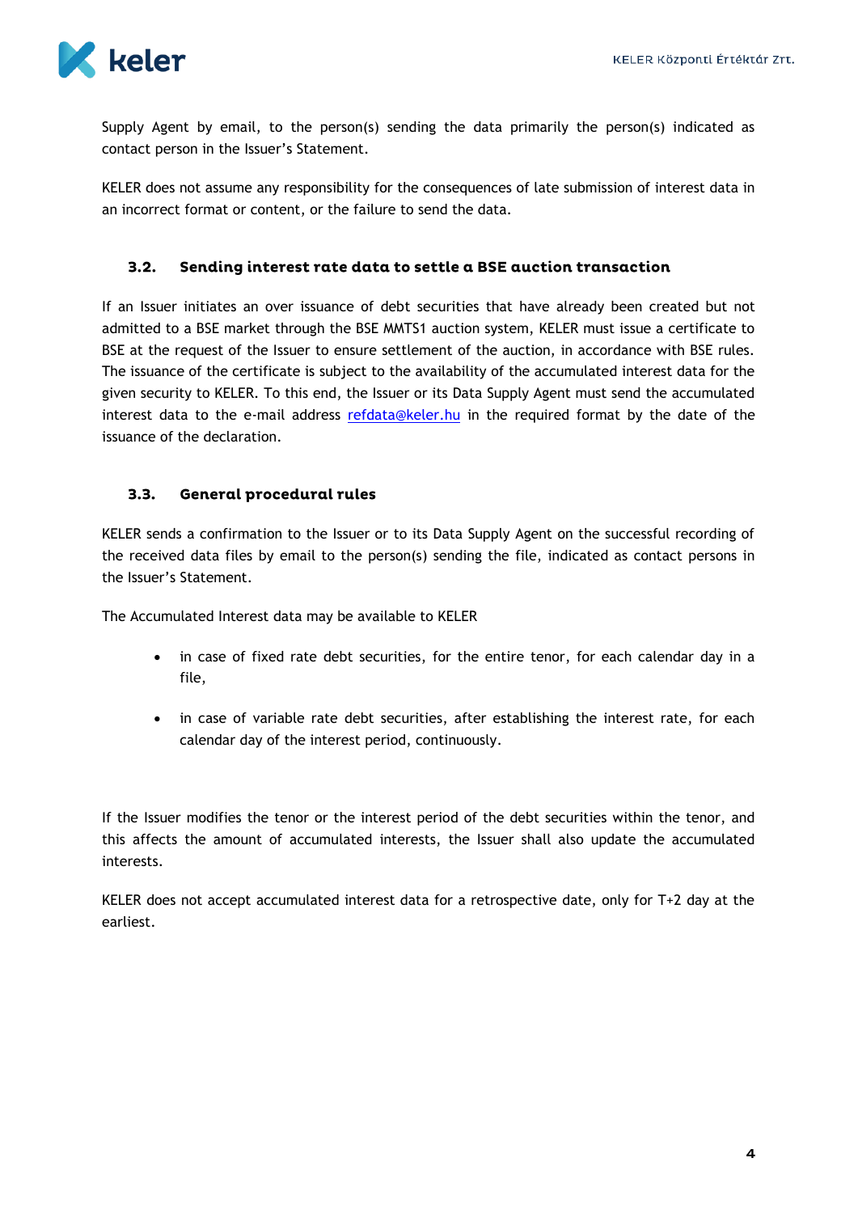Supply Agent by email, to the person(s) sending the data primarily the person(s) indicated as contact person in the Issuer's Statement.

KELER does not assume any responsibility for the consequences of late submission of interest data in an incorrect format or content, or the failure to send the data.

### 3.2. Sending interest rate data to settle a BSE auction transaction

If an Issuer initiates an over issuance of debt securities that have already been created but not admitted to a BSE market through the BSE MMTS1 auction system, KELER must issue a certificate to BSE at the request of the Issuer to ensure settlement of the auction, in accordance with BSE rules. The issuance of the certificate is subject to the availability of the accumulated interest data for the given security to KELER. To this end, the Issuer or its Data Supply Agent must send the accumulated interest data to the e-mail address refdata@keler.hu in the required format by the date of the issuance of the declaration.

### 3.3. General procedural rules

KELER sends a confirmation to the Issuer or to its Data Supply Agent on the successful recording of the received data files by email to the person(s) sending the file, indicated as contact persons in the Issuer's Statement.

The Accumulated Interest data may be available to KELER

- in case of fixed rate debt securities, for the entire tenor, for each calendar day in a file,
- in case of variable rate debt securities, after establishing the interest rate, for each calendar day of the interest period, continuously.

If the Issuer modifies the tenor or the interest period of the debt securities within the tenor, and this affects the amount of accumulated interests, the Issuer shall also update the accumulated interests.

KELER does not accept accumulated interest data for a retrospective date, only for T+2 day at the earliest.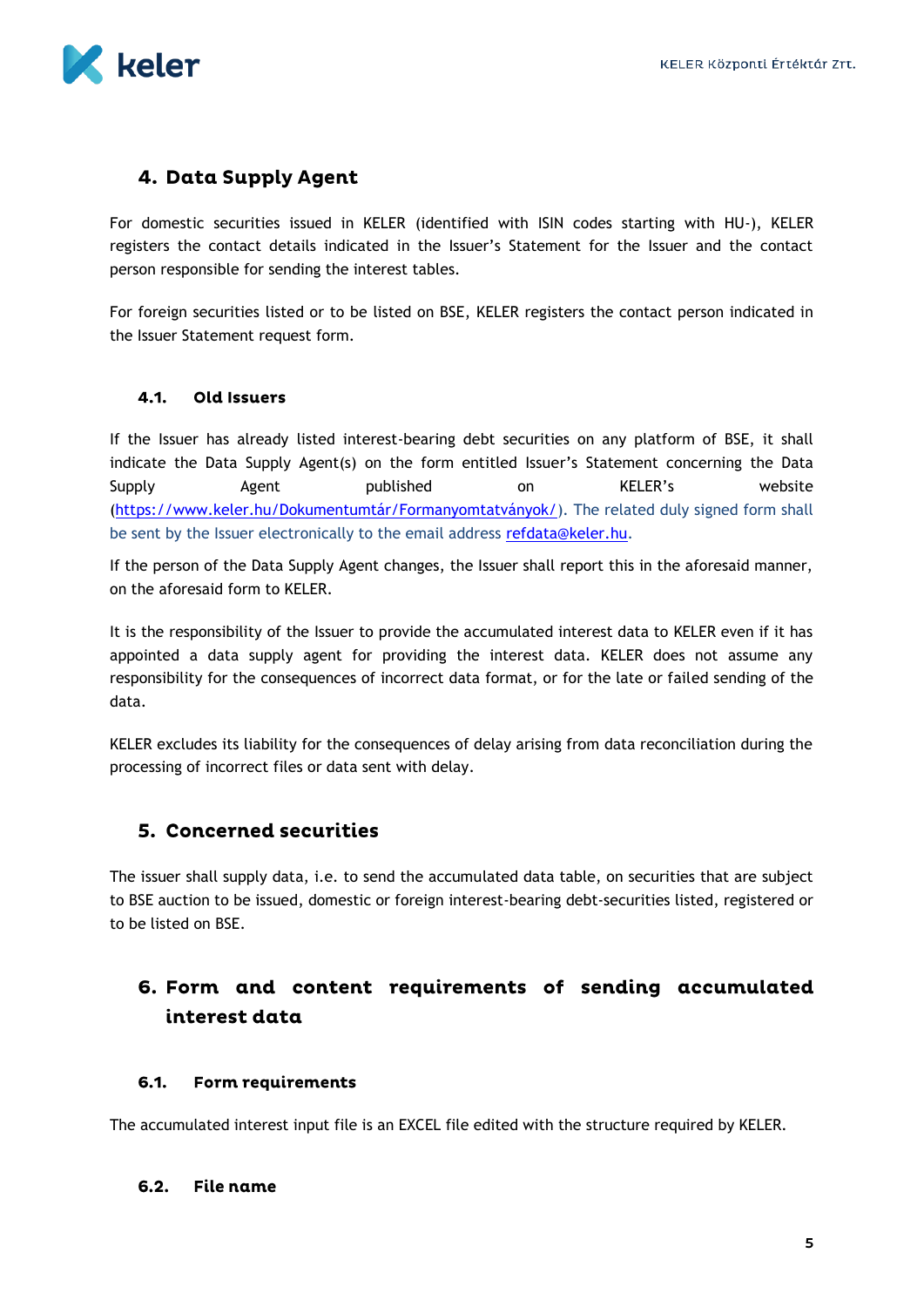## 4. Data Supply Agent

For domestic securities issued in KELER (identified with ISIN codes starting with HU-), KELER registers the contact details indicated in the Issuer's Statement for the Issuer and the contact person responsible for sending the interest tables.

For foreign securities listed or to be listed on BSE, KELER registers the contact person indicated in the Issuer Statement request form.

### 4.1. Old Issuers

If the Issuer has already listed interest-bearing debt securities on any platform of BSE, it shall indicate the Data Supply Agent(s) on the form entitled Issuer's Statement concerning the Data Supply Agent published on KELER's website (https://www.keler.hu/Dokumentumtár/Formanyomtatványok/). The related duly signed form shall be sent by the Issuer electronically to the email address refdata@keler.hu.

If the person of the Data Supply Agent changes, the Issuer shall report this in the aforesaid manner, on the aforesaid form to KELER.

It is the responsibility of the Issuer to provide the accumulated interest data to KELER even if it has appointed a data supply agent for providing the interest data. KELER does not assume any responsibility for the consequences of incorrect data format, or for the late or failed sending of the data.

KELER excludes its liability for the consequences of delay arising from data reconciliation during the processing of incorrect files or data sent with delay.

## 5. Concerned securities

The issuer shall supply data, i.e. to send the accumulated data table, on securities that are subject to BSE auction to be issued, domestic or foreign interest-bearing debt-securities listed, registered or to be listed on BSE.

## 6. Form and content requirements of sending accumulated interest data

### 6.1. Form requirements

The accumulated interest input file is an EXCEL file edited with the structure required by KELER.

### 6.2. File name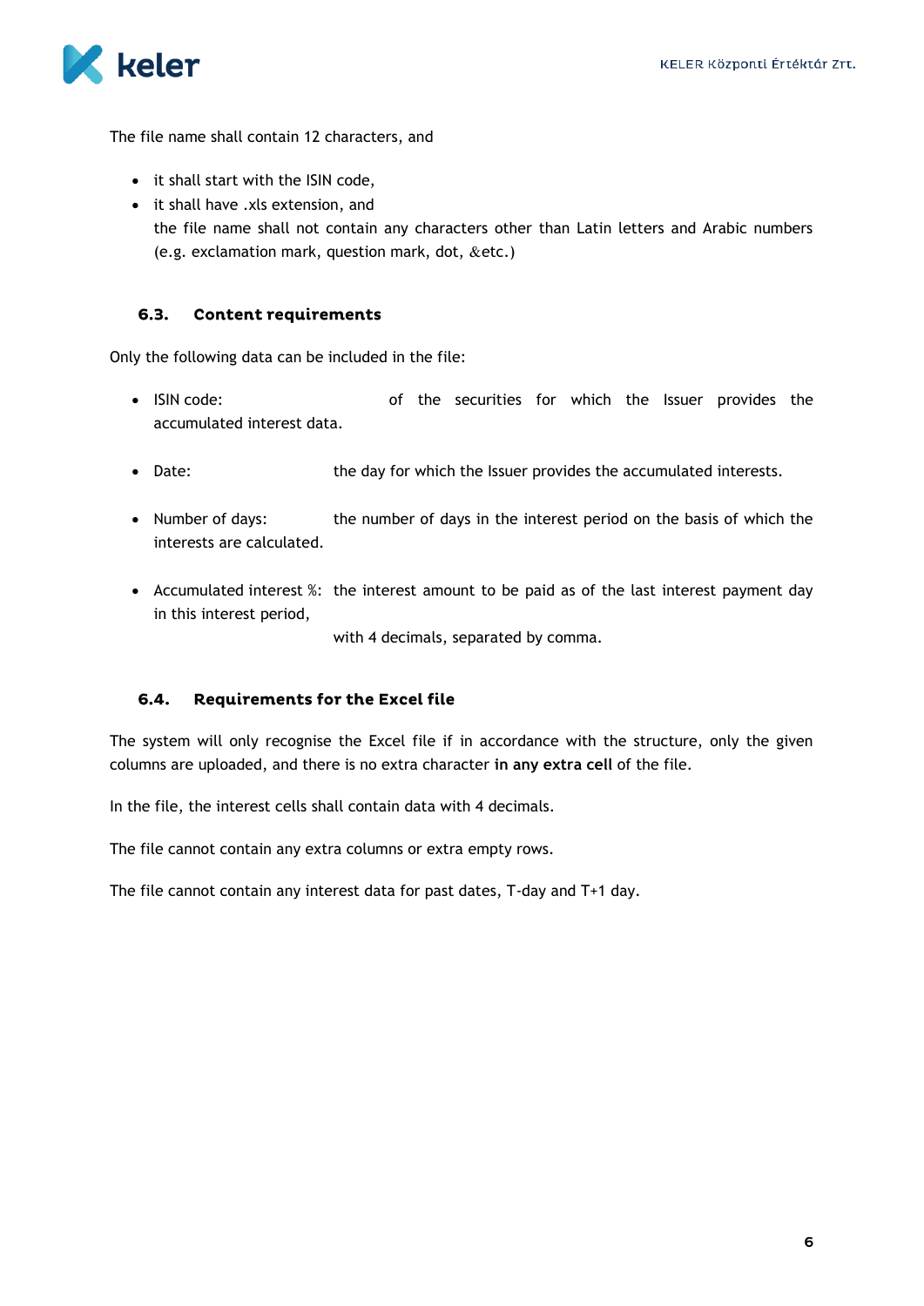The file name shall contain 12 characters, and

- it shall start with the ISIN code,
- it shall have .xls extension, and
  the file name shall not contain any characters other than Latin letters and Arabic numbers (e.g. exclamation mark, question mark, dot, &etc.)

### 6.3. Content requirements

Only the following data can be included in the file:

- ISIN code: of the securities for which the Issuer provides the accumulated interest data.

- Date: the day for which the Issuer provides the accumulated interests.

- Number of days: the number of days in the interest period on the basis of which the interests are calculated.

- Accumulated interest %: the interest amount to be paid as of the last interest payment day in this interest period,

  with 4 decimals, separated by comma.

### 6.4. Requirements for the Excel file

The system will only recognise the Excel file if in accordance with the structure, only the given columns are uploaded, and there is no extra character **in any extra cell** of the file.

In the file, the interest cells shall contain data with 4 decimals.

The file cannot contain any extra columns or extra empty rows.

The file cannot contain any interest data for past dates, T-day and T+1 day.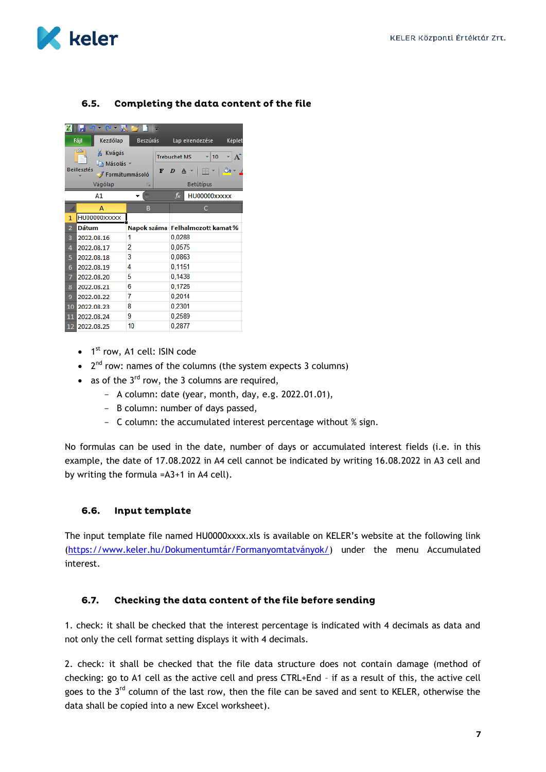## 6.5. Completing the data content of the file

| A | B | C |
|---|---|---|
| HU00000XXXXX | | |
| Dátum | Napok száma | Felhalmozott kamat % |
| 2022.08.16 | 1 | 0,0288 |
| 2022.08.17 | 2 | 0,0575 |
| 2022.08.18 | 3 | 0,0863 |
| 2022.08.19 | 4 | 0,1151 |
| 2022.08.20 | 5 | 0,1438 |
| 2022.08.21 | 6 | 0,1726 |
| 2022.08.22 | 7 | 0,2014 |
| 2022.08.23 | 8 | 0,2301 |
| 2022.08.24 | 9 | 0,2589 |
| 2022.08.25 | 10 | 0,2877 |

- 1st row, A1 cell: ISIN code
- 2nd row: names of the columns (the system expects 3 columns)
- as of the 3rd row, the 3 columns are required,
  - A column: date (year, month, day, e.g. 2022.01.01),
  - B column: number of days passed,
  - C column: the accumulated interest percentage without % sign.

No formulas can be used in the date, number of days or accumulated interest fields (i.e. in this example, the date of 17.08.2022 in A4 cell cannot be indicated by writing 16.08.2022 in A3 cell and by writing the formula =A3+1 in A4 cell).

## 6.6. Input template

The input template file named HU0000xxxx.xls is available on KELER's website at the following link (https://www.keler.hu/Dokumentumtár/Formanyomtatványok/) under the menu Accumulated interest.

## 6.7. Checking the data content of the file before sending

1. check: it shall be checked that the interest percentage is indicated with 4 decimals as data and not only the cell format setting displays it with 4 decimals.

2. check: it shall be checked that the file data structure does not contain damage (method of checking: go to A1 cell as the active cell and press CTRL+End - if as a result of this, the active cell goes to the 3rd column of the last row, then the file can be saved and sent to KELER, otherwise the data shall be copied into a new Excel worksheet).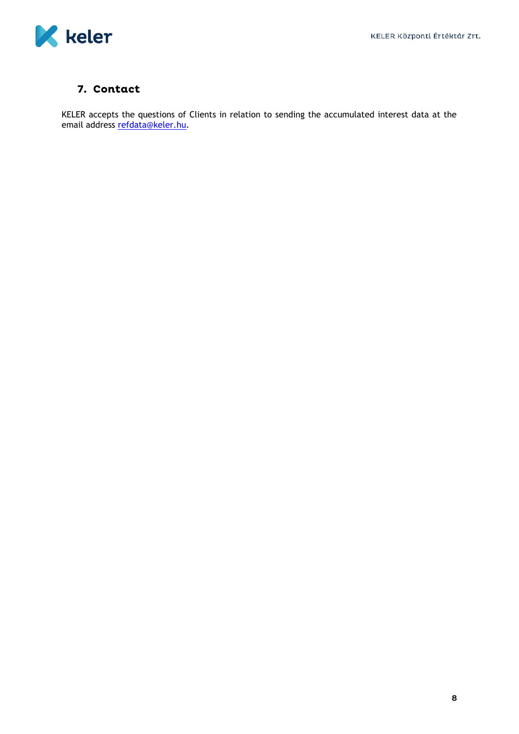## 7. Contact

KELER accepts the questions of Clients in relation to sending the accumulated interest data at the email address refdata@keler.hu.